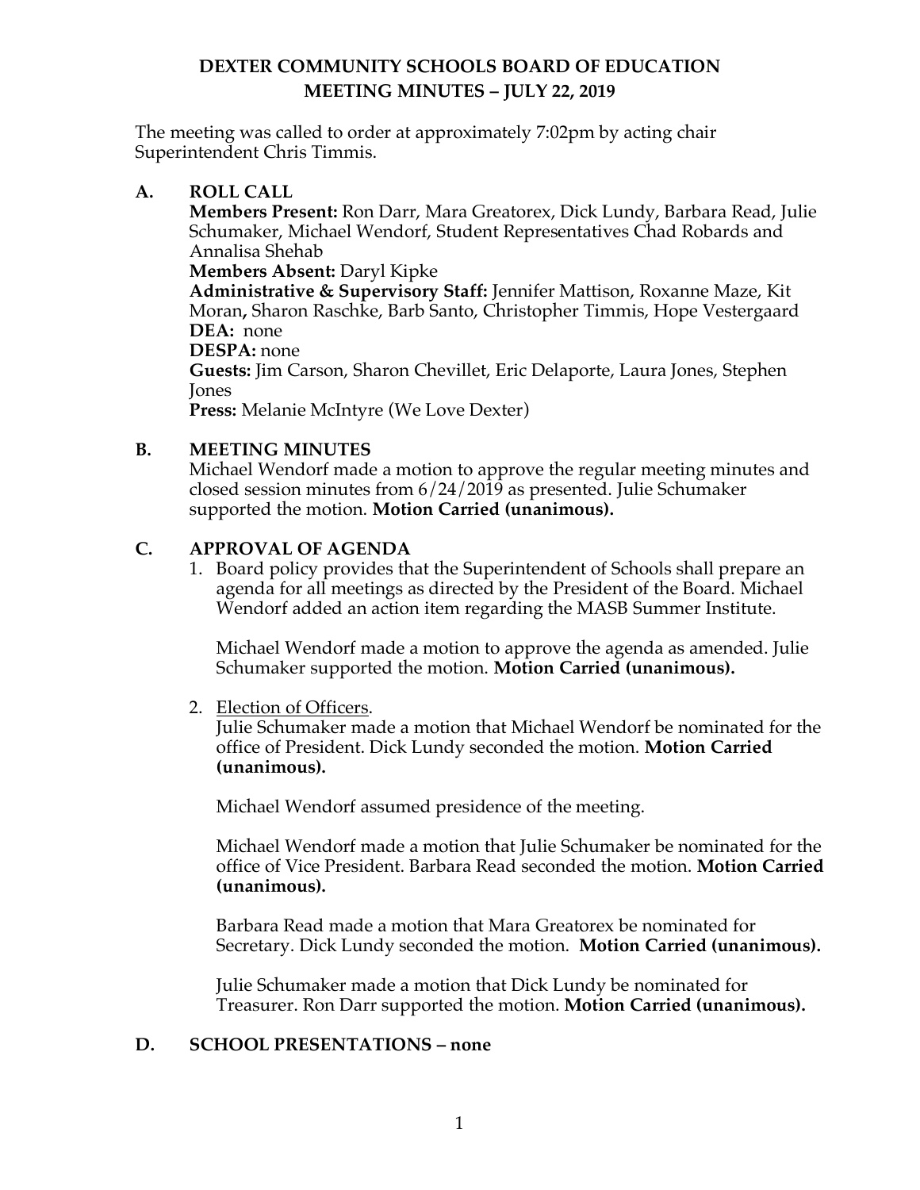# DEXTER COMMUNITY SCHOOLS BOARD OF EDUCATION
## MEETING MINUTES – JULY 22, 2019

The meeting was called to order at approximately 7:02pm by acting chair Superintendent Chris Timmis.

## A. ROLL CALL

**Members Present:** Ron Darr, Mara Greatorex, Dick Lundy, Barbara Read, Julie Schumaker, Michael Wendorf, Student Representatives Chad Robards and Annalisa Shehab
**Members Absent:** Daryl Kipke
**Administrative & Supervisory Staff:** Jennifer Mattison, Roxanne Maze, Kit Moran**,** Sharon Raschke, Barb Santo, Christopher Timmis, Hope Vestergaard
**DEA:** none
**DESPA:** none
**Guests:** Jim Carson, Sharon Chevillet, Eric Delaporte, Laura Jones, Stephen Jones
**Press:** Melanie McIntyre (We Love Dexter)

## B. MEETING MINUTES

Michael Wendorf made a motion to approve the regular meeting minutes and closed session minutes from 6/24/2019 as presented. Julie Schumaker supported the motion. **Motion Carried (unanimous).**

## C. APPROVAL OF AGENDA

1. Board policy provides that the Superintendent of Schools shall prepare an agenda for all meetings as directed by the President of the Board. Michael Wendorf added an action item regarding the MASB Summer Institute.

   Michael Wendorf made a motion to approve the agenda as amended. Julie Schumaker supported the motion. **Motion Carried (unanimous).**

2. Election of Officers.
   Julie Schumaker made a motion that Michael Wendorf be nominated for the office of President. Dick Lundy seconded the motion. **Motion Carried (unanimous).**

   Michael Wendorf assumed presidence of the meeting.

   Michael Wendorf made a motion that Julie Schumaker be nominated for the office of Vice President. Barbara Read seconded the motion. **Motion Carried (unanimous).**

   Barbara Read made a motion that Mara Greatorex be nominated for Secretary. Dick Lundy seconded the motion. **Motion Carried (unanimous).**

   Julie Schumaker made a motion that Dick Lundy be nominated for Treasurer. Ron Darr supported the motion. **Motion Carried (unanimous).**

## D. SCHOOL PRESENTATIONS – none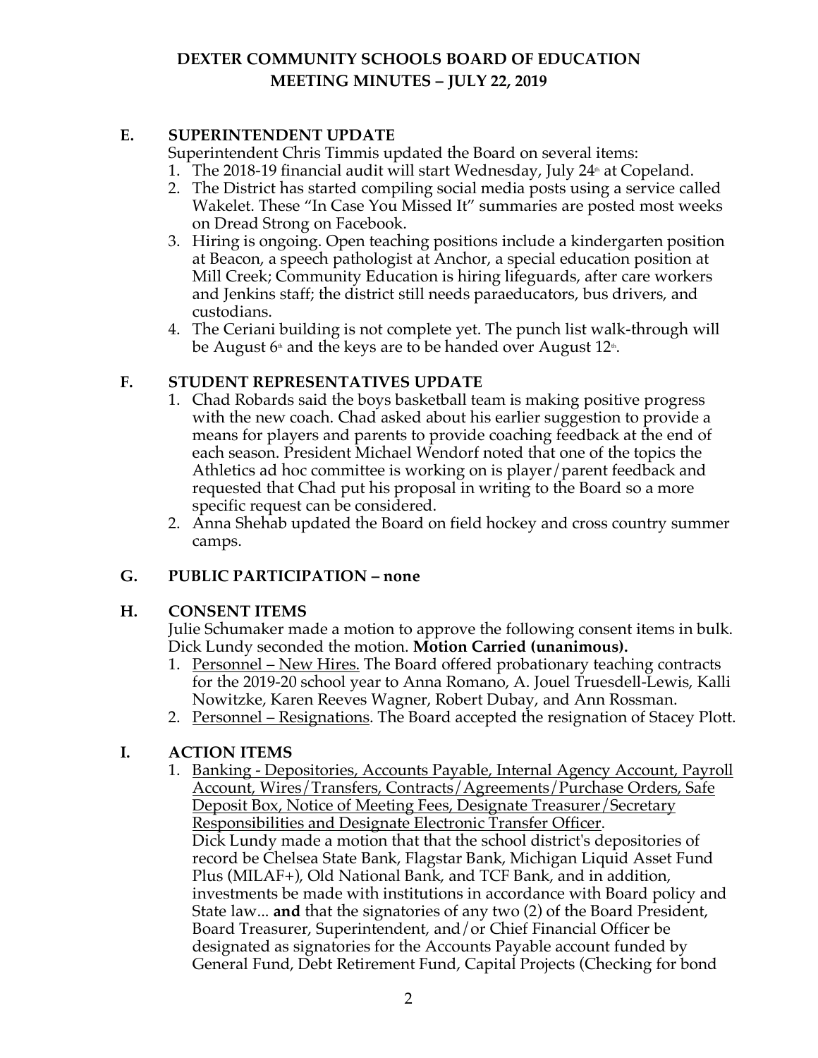# DEXTER COMMUNITY SCHOOLS BOARD OF EDUCATION
## MEETING MINUTES – JULY 22, 2019

### E. SUPERINTENDENT UPDATE

Superintendent Chris Timmis updated the Board on several items:

1. The 2018-19 financial audit will start Wednesday, July 24th at Copeland.
2. The District has started compiling social media posts using a service called Wakelet. These "In Case You Missed It" summaries are posted most weeks on Dread Strong on Facebook.
3. Hiring is ongoing. Open teaching positions include a kindergarten position at Beacon, a speech pathologist at Anchor, a special education position at Mill Creek; Community Education is hiring lifeguards, after care workers and Jenkins staff; the district still needs paraeducators, bus drivers, and custodians.
4. The Ceriani building is not complete yet. The punch list walk-through will be August 6th and the keys are to be handed over August 12th.

### F. STUDENT REPRESENTATIVES UPDATE

1. Chad Robards said the boys basketball team is making positive progress with the new coach. Chad asked about his earlier suggestion to provide a means for players and parents to provide coaching feedback at the end of each season. President Michael Wendorf noted that one of the topics the Athletics ad hoc committee is working on is player/parent feedback and requested that Chad put his proposal in writing to the Board so a more specific request can be considered.
2. Anna Shehab updated the Board on field hockey and cross country summer camps.

### G. PUBLIC PARTICIPATION – none

### H. CONSENT ITEMS

Julie Schumaker made a motion to approve the following consent items in bulk. Dick Lundy seconded the motion. **Motion Carried (unanimous).**

1. Personnel – New Hires. The Board offered probationary teaching contracts for the 2019-20 school year to Anna Romano, A. Jouel Truesdell-Lewis, Kalli Nowitzke, Karen Reeves Wagner, Robert Dubay, and Ann Rossman.
2. Personnel – Resignations. The Board accepted the resignation of Stacey Plott.

### I. ACTION ITEMS

1. Banking - Depositories, Accounts Payable, Internal Agency Account, Payroll Account, Wires/Transfers, Contracts/Agreements/Purchase Orders, Safe Deposit Box, Notice of Meeting Fees, Designate Treasurer/Secretary Responsibilities and Designate Electronic Transfer Officer.
   Dick Lundy made a motion that that the school district's depositories of record be Chelsea State Bank, Flagstar Bank, Michigan Liquid Asset Fund Plus (MILAF+), Old National Bank, and TCF Bank, and in addition, investments be made with institutions in accordance with Board policy and State law... **and** that the signatories of any two (2) of the Board President, Board Treasurer, Superintendent, and/or Chief Financial Officer be designated as signatories for the Accounts Payable account funded by General Fund, Debt Retirement Fund, Capital Projects (Checking for bond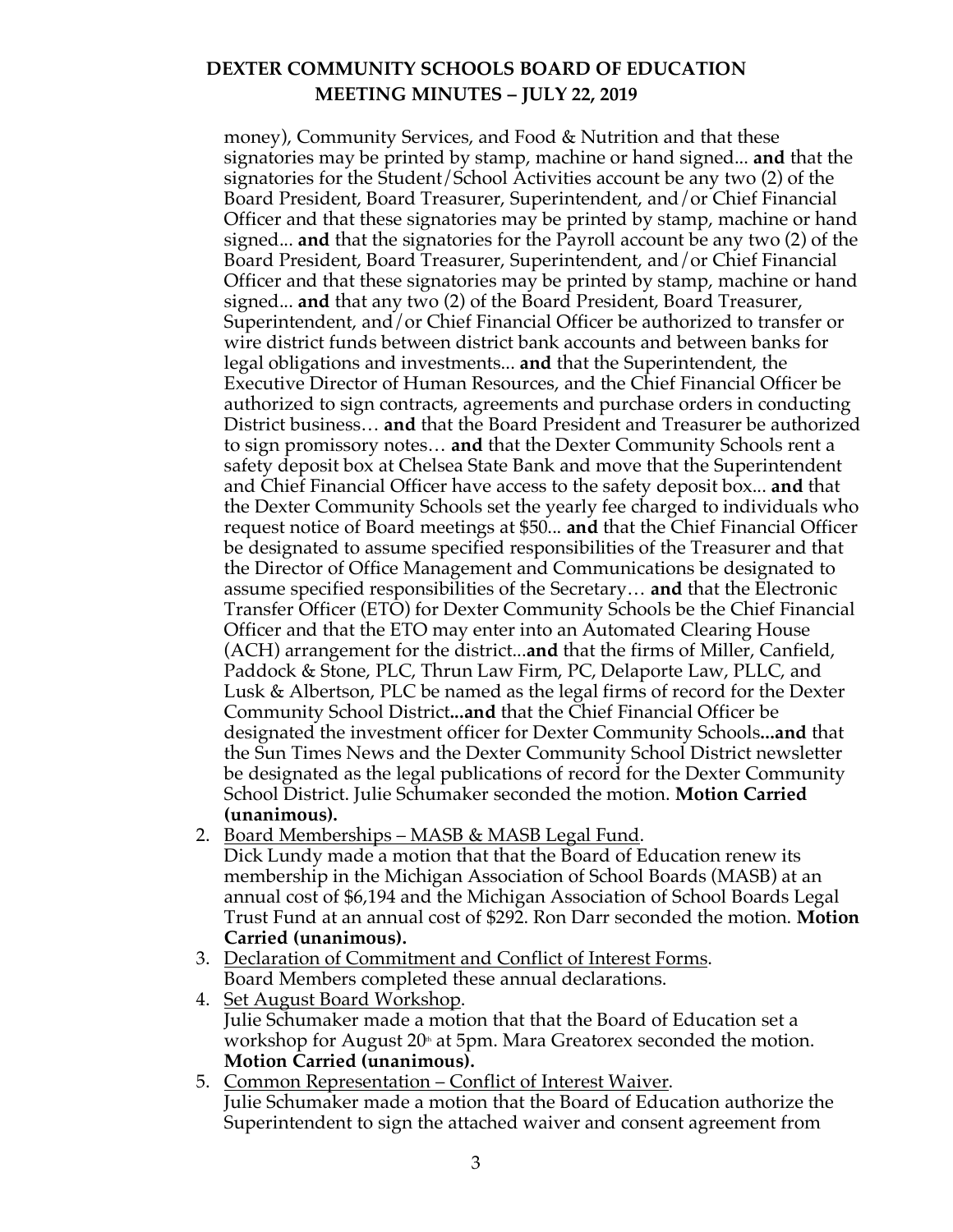money), Community Services, and Food & Nutrition and that these signatories may be printed by stamp, machine or hand signed... **and** that the signatories for the Student/School Activities account be any two (2) of the Board President, Board Treasurer, Superintendent, and/or Chief Financial Officer and that these signatories may be printed by stamp, machine or hand signed... **and** that the signatories for the Payroll account be any two (2) of the Board President, Board Treasurer, Superintendent, and/or Chief Financial Officer and that these signatories may be printed by stamp, machine or hand signed... **and** that any two (2) of the Board President, Board Treasurer, Superintendent, and/or Chief Financial Officer be authorized to transfer or wire district funds between district bank accounts and between banks for legal obligations and investments... **and** that the Superintendent, the Executive Director of Human Resources, and the Chief Financial Officer be authorized to sign contracts, agreements and purchase orders in conducting District business… **and** that the Board President and Treasurer be authorized to sign promissory notes… **and** that the Dexter Community Schools rent a safety deposit box at Chelsea State Bank and move that the Superintendent and Chief Financial Officer have access to the safety deposit box... **and** that the Dexter Community Schools set the yearly fee charged to individuals who request notice of Board meetings at $50... **and** that the Chief Financial Officer be designated to assume specified responsibilities of the Treasurer and that the Director of Office Management and Communications be designated to assume specified responsibilities of the Secretary… **and** that the Electronic Transfer Officer (ETO) for Dexter Community Schools be the Chief Financial Officer and that the ETO may enter into an Automated Clearing House (ACH) arrangement for the district...**and** that the firms of Miller, Canfield, Paddock & Stone, PLC, Thrun Law Firm, PC, Delaporte Law, PLLC, and Lusk & Albertson, PLC be named as the legal firms of record for the Dexter Community School District**...and** that the Chief Financial Officer be designated the investment officer for Dexter Community Schools**...and** that the Sun Times News and the Dexter Community School District newsletter be designated as the legal publications of record for the Dexter Community School District. Julie Schumaker seconded the motion. **Motion Carried (unanimous).**

2. Board Memberships – MASB & MASB Legal Fund.
   Dick Lundy made a motion that that the Board of Education renew its membership in the Michigan Association of School Boards (MASB) at an annual cost of $6,194 and the Michigan Association of School Boards Legal Trust Fund at an annual cost of $292. Ron Darr seconded the motion. **Motion Carried (unanimous).**
3. Declaration of Commitment and Conflict of Interest Forms.
   Board Members completed these annual declarations.
4. Set August Board Workshop.
   Julie Schumaker made a motion that that the Board of Education set a workshop for August 20th at 5pm. Mara Greatorex seconded the motion. **Motion Carried (unanimous).**
5. Common Representation – Conflict of Interest Waiver.
   Julie Schumaker made a motion that the Board of Education authorize the Superintendent to sign the attached waiver and consent agreement from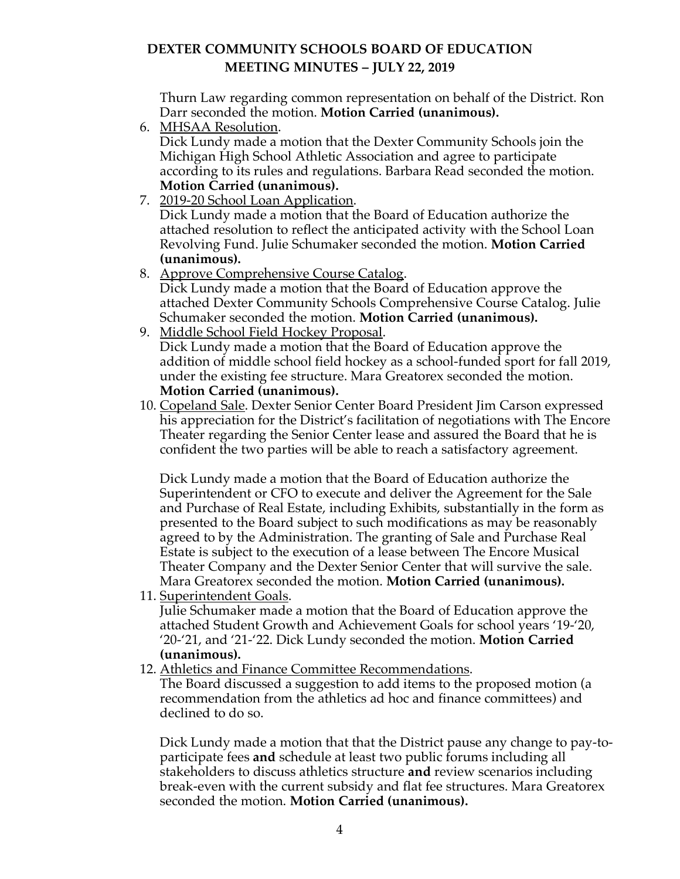Thurn Law regarding common representation on behalf of the District. Ron Darr seconded the motion. **Motion Carried (unanimous).**

6. MHSAA Resolution.
   Dick Lundy made a motion that the Dexter Community Schools join the Michigan High School Athletic Association and agree to participate according to its rules and regulations. Barbara Read seconded the motion. **Motion Carried (unanimous).**
7. 2019-20 School Loan Application.
   Dick Lundy made a motion that the Board of Education authorize the attached resolution to reflect the anticipated activity with the School Loan Revolving Fund. Julie Schumaker seconded the motion. **Motion Carried (unanimous).**
8. Approve Comprehensive Course Catalog.
   Dick Lundy made a motion that the Board of Education approve the attached Dexter Community Schools Comprehensive Course Catalog. Julie Schumaker seconded the motion. **Motion Carried (unanimous).**
9. Middle School Field Hockey Proposal.
   Dick Lundy made a motion that the Board of Education approve the addition of middle school field hockey as a school-funded sport for fall 2019, under the existing fee structure. Mara Greatorex seconded the motion. **Motion Carried (unanimous).**
10. Copeland Sale. Dexter Senior Center Board President Jim Carson expressed his appreciation for the District's facilitation of negotiations with The Encore Theater regarding the Senior Center lease and assured the Board that he is confident the two parties will be able to reach a satisfactory agreement.

    Dick Lundy made a motion that the Board of Education authorize the Superintendent or CFO to execute and deliver the Agreement for the Sale and Purchase of Real Estate, including Exhibits, substantially in the form as presented to the Board subject to such modifications as may be reasonably agreed to by the Administration. The granting of Sale and Purchase Real Estate is subject to the execution of a lease between The Encore Musical Theater Company and the Dexter Senior Center that will survive the sale. Mara Greatorex seconded the motion. **Motion Carried (unanimous).**
11. Superintendent Goals.
    Julie Schumaker made a motion that the Board of Education approve the attached Student Growth and Achievement Goals for school years '19-'20, '20-'21, and '21-'22. Dick Lundy seconded the motion. **Motion Carried (unanimous).**
12. Athletics and Finance Committee Recommendations.
    The Board discussed a suggestion to add items to the proposed motion (a recommendation from the athletics ad hoc and finance committees) and declined to do so.

    Dick Lundy made a motion that that the District pause any change to pay-to-participate fees **and** schedule at least two public forums including all stakeholders to discuss athletics structure **and** review scenarios including break-even with the current subsidy and flat fee structures. Mara Greatorex seconded the motion. **Motion Carried (unanimous).**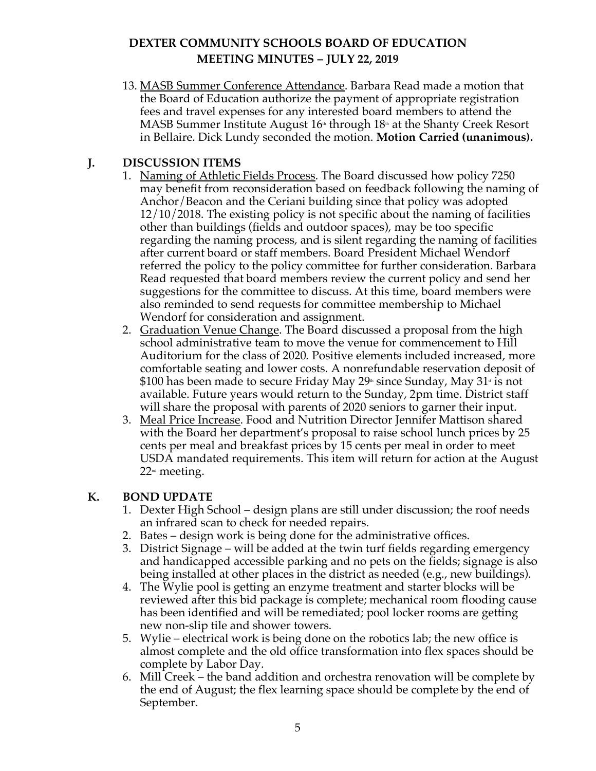# DEXTER COMMUNITY SCHOOLS BOARD OF EDUCATION
## MEETING MINUTES – JULY 22, 2019

13. MASB Summer Conference Attendance. Barbara Read made a motion that the Board of Education authorize the payment of appropriate registration fees and travel expenses for any interested board members to attend the MASB Summer Institute August 16th through 18th at the Shanty Creek Resort in Bellaire. Dick Lundy seconded the motion. **Motion Carried (unanimous).**

## J. DISCUSSION ITEMS

1. Naming of Athletic Fields Process. The Board discussed how policy 7250 may benefit from reconsideration based on feedback following the naming of Anchor/Beacon and the Ceriani building since that policy was adopted 12/10/2018. The existing policy is not specific about the naming of facilities other than buildings (fields and outdoor spaces), may be too specific regarding the naming process, and is silent regarding the naming of facilities after current board or staff members. Board President Michael Wendorf referred the policy to the policy committee for further consideration. Barbara Read requested that board members review the current policy and send her suggestions for the committee to discuss. At this time, board members were also reminded to send requests for committee membership to Michael Wendorf for consideration and assignment.
2. Graduation Venue Change. The Board discussed a proposal from the high school administrative team to move the venue for commencement to Hill Auditorium for the class of 2020. Positive elements included increased, more comfortable seating and lower costs. A nonrefundable reservation deposit of $100 has been made to secure Friday May 29th since Sunday, May 31st is not available. Future years would return to the Sunday, 2pm time. District staff will share the proposal with parents of 2020 seniors to garner their input.
3. Meal Price Increase. Food and Nutrition Director Jennifer Mattison shared with the Board her department's proposal to raise school lunch prices by 25 cents per meal and breakfast prices by 15 cents per meal in order to meet USDA mandated requirements. This item will return for action at the August 22nd meeting.

## K. BOND UPDATE

1. Dexter High School – design plans are still under discussion; the roof needs an infrared scan to check for needed repairs.
2. Bates – design work is being done for the administrative offices.
3. District Signage – will be added at the twin turf fields regarding emergency and handicapped accessible parking and no pets on the fields; signage is also being installed at other places in the district as needed (e.g., new buildings).
4. The Wylie pool is getting an enzyme treatment and starter blocks will be reviewed after this bid package is complete; mechanical room flooding cause has been identified and will be remediated; pool locker rooms are getting new non-slip tile and shower towers.
5. Wylie – electrical work is being done on the robotics lab; the new office is almost complete and the old office transformation into flex spaces should be complete by Labor Day.
6. Mill Creek – the band addition and orchestra renovation will be complete by the end of August; the flex learning space should be complete by the end of September.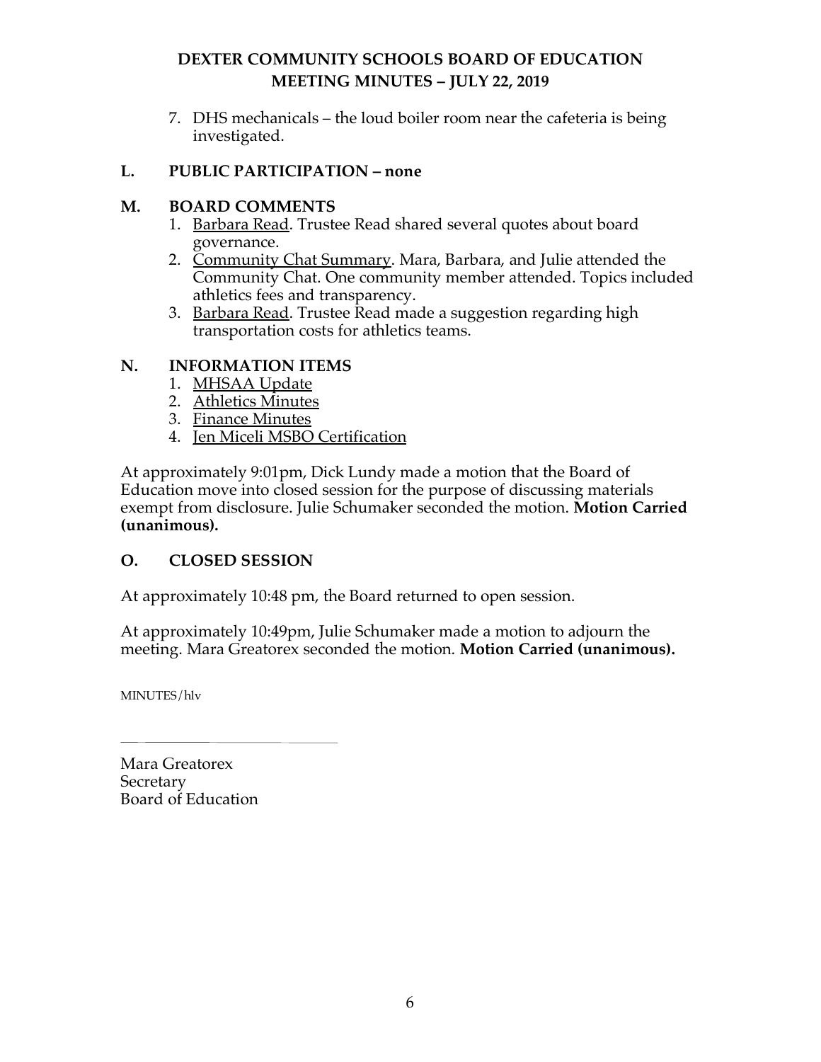7. DHS mechanicals – the loud boiler room near the cafeteria is being investigated.

## L. PUBLIC PARTICIPATION – none

## M. BOARD COMMENTS

1. Barbara Read. Trustee Read shared several quotes about board governance.
2. Community Chat Summary. Mara, Barbara, and Julie attended the Community Chat. One community member attended. Topics included athletics fees and transparency.
3. Barbara Read. Trustee Read made a suggestion regarding high transportation costs for athletics teams.

## N. INFORMATION ITEMS

1. MHSAA Update
2. Athletics Minutes
3. Finance Minutes
4. Jen Miceli MSBO Certification

At approximately 9:01pm, Dick Lundy made a motion that the Board of Education move into closed session for the purpose of discussing materials exempt from disclosure. Julie Schumaker seconded the motion. **Motion Carried (unanimous).**

## O. CLOSED SESSION

At approximately 10:48 pm, the Board returned to open session.

At approximately 10:49pm, Julie Schumaker made a motion to adjourn the meeting. Mara Greatorex seconded the motion. **Motion Carried (unanimous).**

MINUTES/hlv

\_\_\_\_\_\_\_\_\_\_\_\_\_\_\_\_\_\_\_\_\_\_\_\_\_\_\_\_

Mara Greatorex
Secretary
Board of Education